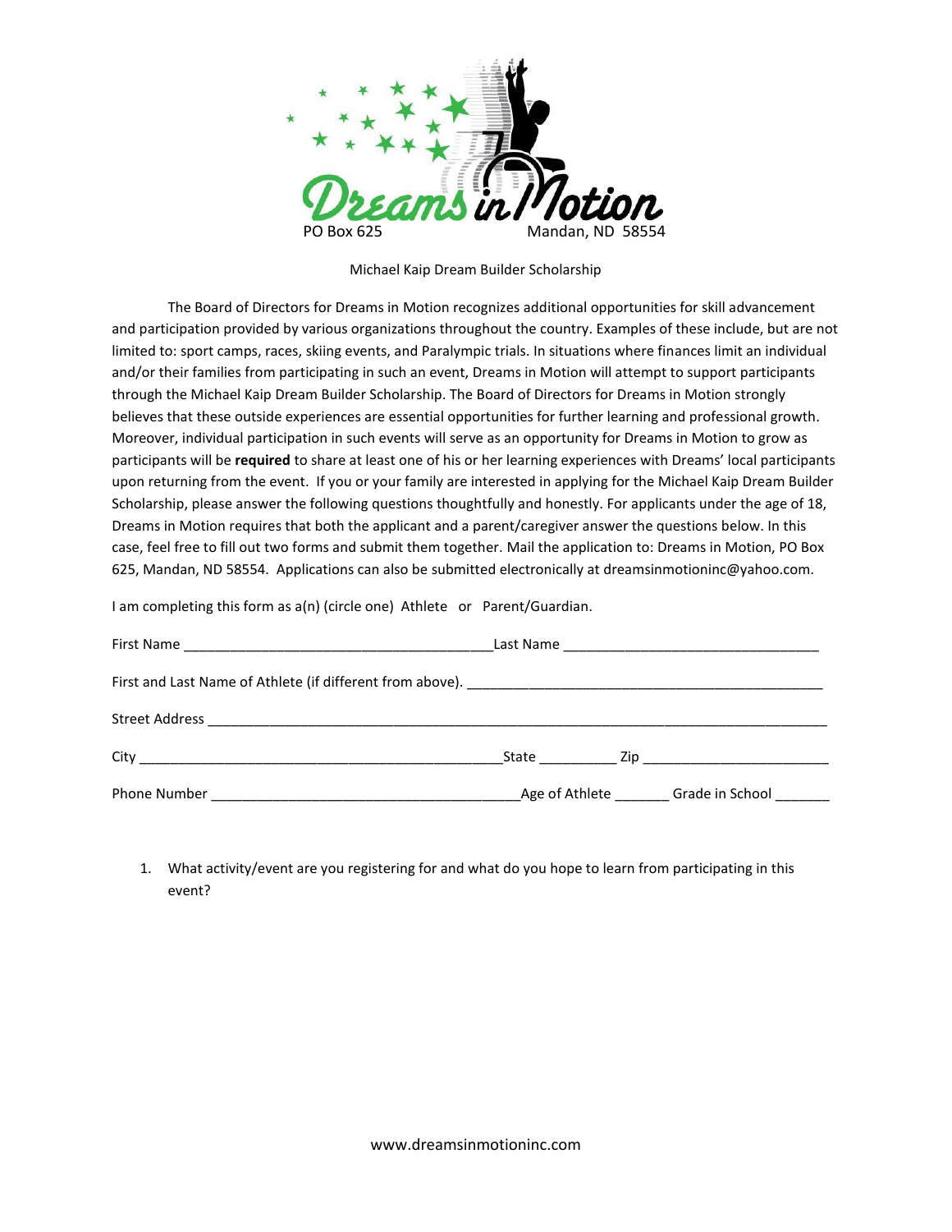# Dreams in Motion

PO Box 625 Mandan, ND 58554

## Michael Kaip Dream Builder Scholarship

The Board of Directors for Dreams in Motion recognizes additional opportunities for skill advancement and participation provided by various organizations throughout the country. Examples of these include, but are not limited to: sport camps, races, skiing events, and Paralympic trials. In situations where finances limit an individual and/or their families from participating in such an event, Dreams in Motion will attempt to support participants through the Michael Kaip Dream Builder Scholarship. The Board of Directors for Dreams in Motion strongly believes that these outside experiences are essential opportunities for further learning and professional growth. Moreover, individual participation in such events will serve as an opportunity for Dreams in Motion to grow as participants will be **required** to share at least one of his or her learning experiences with Dreams' local participants upon returning from the event. If you or your family are interested in applying for the Michael Kaip Dream Builder Scholarship, please answer the following questions thoughtfully and honestly. For applicants under the age of 18, Dreams in Motion requires that both the applicant and a parent/caregiver answer the questions below. In this case, feel free to fill out two forms and submit them together. Mail the application to: Dreams in Motion, PO Box 625, Mandan, ND 58554. Applications can also be submitted electronically at dreamsinmotioninc@yahoo.com.

I am completing this form as a(n) (circle one) Athlete or Parent/Guardian.

First Name ________________________________________ Last Name ________________________________

First and Last Name of Athlete (if different from above). ______________________________________________

Street Address ________________________________________________________________________________

City _______________________________________________ State __________ Zip ________________________

Phone Number ________________________________________ Age of Athlete _______ Grade in School _______

1. What activity/event are you registering for and what do you hope to learn from participating in this event?

www.dreamsinmotioninc.com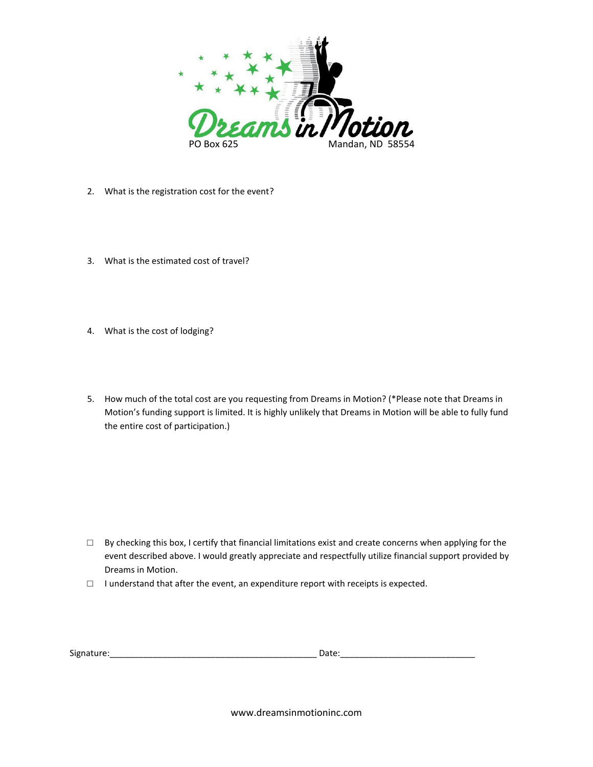Dreams in Motion

PO Box 625 Mandan, ND 58554

2. What is the registration cost for the event?

3. What is the estimated cost of travel?

4. What is the cost of lodging?

5. How much of the total cost are you requesting from Dreams in Motion? (*Please note that Dreams in Motion's funding support is limited. It is highly unlikely that Dreams in Motion will be able to fully fund the entire cost of participation.)

☐ By checking this box, I certify that financial limitations exist and create concerns when applying for the event described above. I would greatly appreciate and respectfully utilize financial support provided by Dreams in Motion.

☐ I understand that after the event, an expenditure report with receipts is expected.

Signature:_________________________________________ Date:___________________________

www.dreamsinmotioninc.com